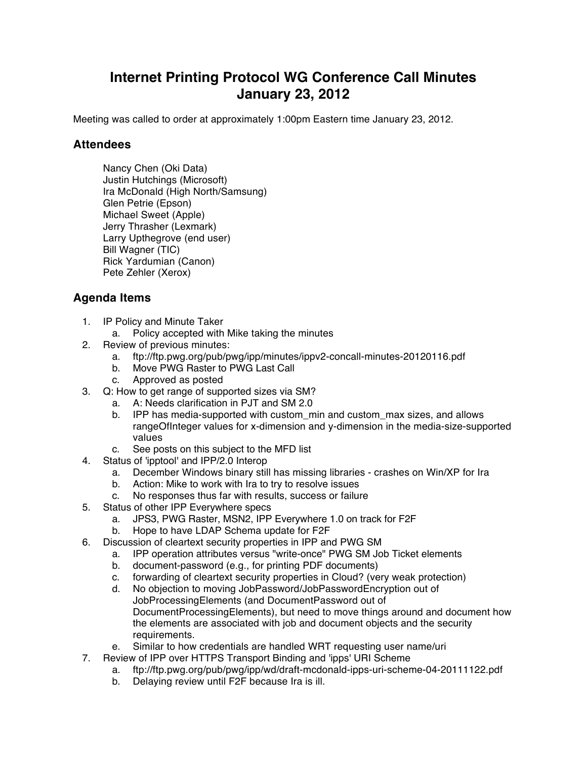# Internet Printing Protocol WG Conference Call Minutes
# January 23, 2012

Meeting was called to order at approximately 1:00pm Eastern time January 23, 2012.

## Attendees

Nancy Chen (Oki Data)
Justin Hutchings (Microsoft)
Ira McDonald (High North/Samsung)
Glen Petrie (Epson)
Michael Sweet (Apple)
Jerry Thrasher (Lexmark)
Larry Upthegrove (end user)
Bill Wagner (TIC)
Rick Yardumian (Canon)
Pete Zehler (Xerox)

## Agenda Items

1. IP Policy and Minute Taker
   a. Policy accepted with Mike taking the minutes
2. Review of previous minutes:
   a. ftp://ftp.pwg.org/pub/pwg/ipp/minutes/ippv2-concall-minutes-20120116.pdf
   b. Move PWG Raster to PWG Last Call
   c. Approved as posted
3. Q: How to get range of supported sizes via SM?
   a. A: Needs clarification in PJT and SM 2.0
   b. IPP has media-supported with custom_min and custom_max sizes, and allows rangeOfInteger values for x-dimension and y-dimension in the media-size-supported values
   c. See posts on this subject to the MFD list
4. Status of 'ipptool' and IPP/2.0 Interop
   a. December Windows binary still has missing libraries - crashes on Win/XP for Ira
   b. Action: Mike to work with Ira to try to resolve issues
   c. No responses thus far with results, success or failure
5. Status of other IPP Everywhere specs
   a. JPS3, PWG Raster, MSN2, IPP Everywhere 1.0 on track for F2F
   b. Hope to have LDAP Schema update for F2F
6. Discussion of cleartext security properties in IPP and PWG SM
   a. IPP operation attributes versus "write-once" PWG SM Job Ticket elements
   b. document-password (e.g., for printing PDF documents)
   c. forwarding of cleartext security properties in Cloud? (very weak protection)
   d. No objection to moving JobPassword/JobPasswordEncryption out of JobProcessingElements (and DocumentPassword out of DocumentProcessingElements), but need to move things around and document how the elements are associated with job and document objects and the security requirements.
   e. Similar to how credentials are handled WRT requesting user name/uri
7. Review of IPP over HTTPS Transport Binding and 'ipps' URI Scheme
   a. ftp://ftp.pwg.org/pub/pwg/ipp/wd/draft-mcdonald-ipps-uri-scheme-04-20111122.pdf
   b. Delaying review until F2F because Ira is ill.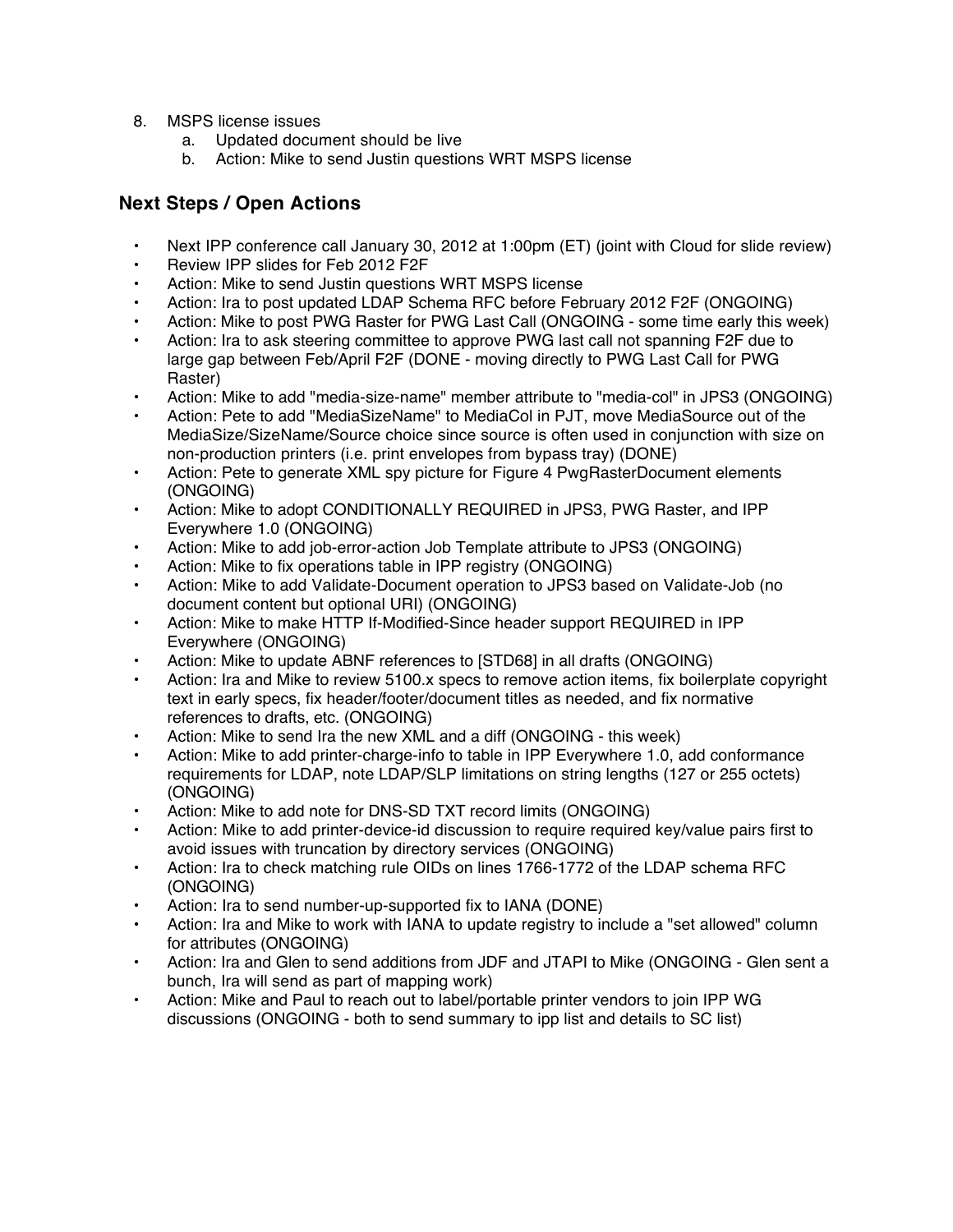8. MSPS license issues
    a. Updated document should be live
    b. Action: Mike to send Justin questions WRT MSPS license

## Next Steps / Open Actions

- Next IPP conference call January 30, 2012 at 1:00pm (ET) (joint with Cloud for slide review)
- Review IPP slides for Feb 2012 F2F
- Action: Mike to send Justin questions WRT MSPS license
- Action: Ira to post updated LDAP Schema RFC before February 2012 F2F (ONGOING)
- Action: Mike to post PWG Raster for PWG Last Call (ONGOING - some time early this week)
- Action: Ira to ask steering committee to approve PWG last call not spanning F2F due to large gap between Feb/April F2F (DONE - moving directly to PWG Last Call for PWG Raster)
- Action: Mike to add "media-size-name" member attribute to "media-col" in JPS3 (ONGOING)
- Action: Pete to add "MediaSizeName" to MediaCol in PJT, move MediaSource out of the MediaSize/SizeName/Source choice since source is often used in conjunction with size on non-production printers (i.e. print envelopes from bypass tray) (DONE)
- Action: Pete to generate XML spy picture for Figure 4 PwgRasterDocument elements (ONGOING)
- Action: Mike to adopt CONDITIONALLY REQUIRED in JPS3, PWG Raster, and IPP Everywhere 1.0 (ONGOING)
- Action: Mike to add job-error-action Job Template attribute to JPS3 (ONGOING)
- Action: Mike to fix operations table in IPP registry (ONGOING)
- Action: Mike to add Validate-Document operation to JPS3 based on Validate-Job (no document content but optional URI) (ONGOING)
- Action: Mike to make HTTP If-Modified-Since header support REQUIRED in IPP Everywhere (ONGOING)
- Action: Mike to update ABNF references to [STD68] in all drafts (ONGOING)
- Action: Ira and Mike to review 5100.x specs to remove action items, fix boilerplate copyright text in early specs, fix header/footer/document titles as needed, and fix normative references to drafts, etc. (ONGOING)
- Action: Mike to send Ira the new XML and a diff (ONGOING - this week)
- Action: Mike to add printer-charge-info to table in IPP Everywhere 1.0, add conformance requirements for LDAP, note LDAP/SLP limitations on string lengths (127 or 255 octets) (ONGOING)
- Action: Mike to add note for DNS-SD TXT record limits (ONGOING)
- Action: Mike to add printer-device-id discussion to require required key/value pairs first to avoid issues with truncation by directory services (ONGOING)
- Action: Ira to check matching rule OIDs on lines 1766-1772 of the LDAP schema RFC (ONGOING)
- Action: Ira to send number-up-supported fix to IANA (DONE)
- Action: Ira and Mike to work with IANA to update registry to include a "set allowed" column for attributes (ONGOING)
- Action: Ira and Glen to send additions from JDF and JTAPI to Mike (ONGOING - Glen sent a bunch, Ira will send as part of mapping work)
- Action: Mike and Paul to reach out to label/portable printer vendors to join IPP WG discussions (ONGOING - both to send summary to ipp list and details to SC list)